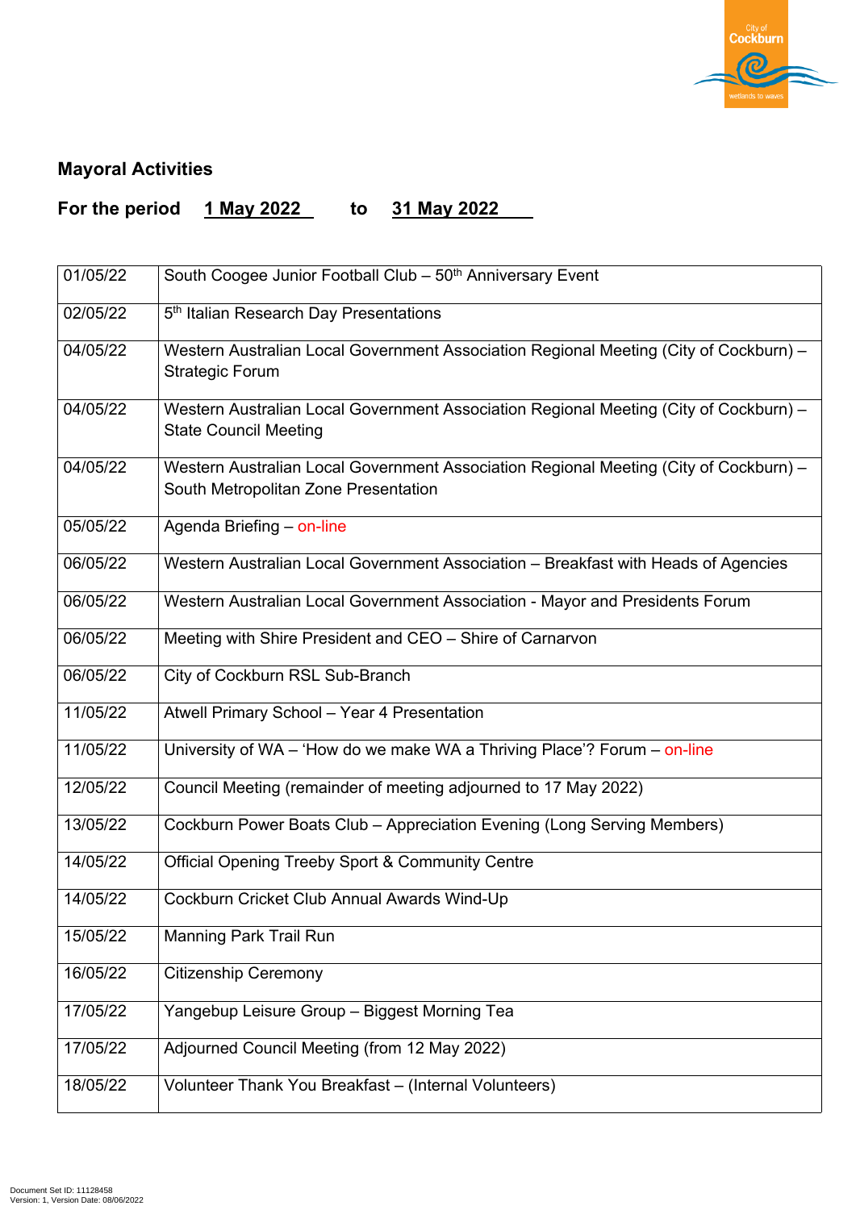## Mayoral Activities

**For the period 1 May 2022 to 31 May 2022**

| | |
|---|---|
| 01/05/22 | South Coogee Junior Football Club – 50th Anniversary Event |
| 02/05/22 | 5th Italian Research Day Presentations |
| 04/05/22 | Western Australian Local Government Association Regional Meeting (City of Cockburn) – Strategic Forum |
| 04/05/22 | Western Australian Local Government Association Regional Meeting (City of Cockburn) – State Council Meeting |
| 04/05/22 | Western Australian Local Government Association Regional Meeting (City of Cockburn) – South Metropolitan Zone Presentation |
| 05/05/22 | Agenda Briefing – on-line |
| 06/05/22 | Western Australian Local Government Association – Breakfast with Heads of Agencies |
| 06/05/22 | Western Australian Local Government Association - Mayor and Presidents Forum |
| 06/05/22 | Meeting with Shire President and CEO – Shire of Carnarvon |
| 06/05/22 | City of Cockburn RSL Sub-Branch |
| 11/05/22 | Atwell Primary School – Year 4 Presentation |
| 11/05/22 | University of WA – 'How do we make WA a Thriving Place'? Forum – on-line |
| 12/05/22 | Council Meeting (remainder of meeting adjourned to 17 May 2022) |
| 13/05/22 | Cockburn Power Boats Club – Appreciation Evening (Long Serving Members) |
| 14/05/22 | Official Opening Treeby Sport & Community Centre |
| 14/05/22 | Cockburn Cricket Club Annual Awards Wind-Up |
| 15/05/22 | Manning Park Trail Run |
| 16/05/22 | Citizenship Ceremony |
| 17/05/22 | Yangebup Leisure Group – Biggest Morning Tea |
| 17/05/22 | Adjourned Council Meeting (from 12 May 2022) |
| 18/05/22 | Volunteer Thank You Breakfast – (Internal Volunteers) |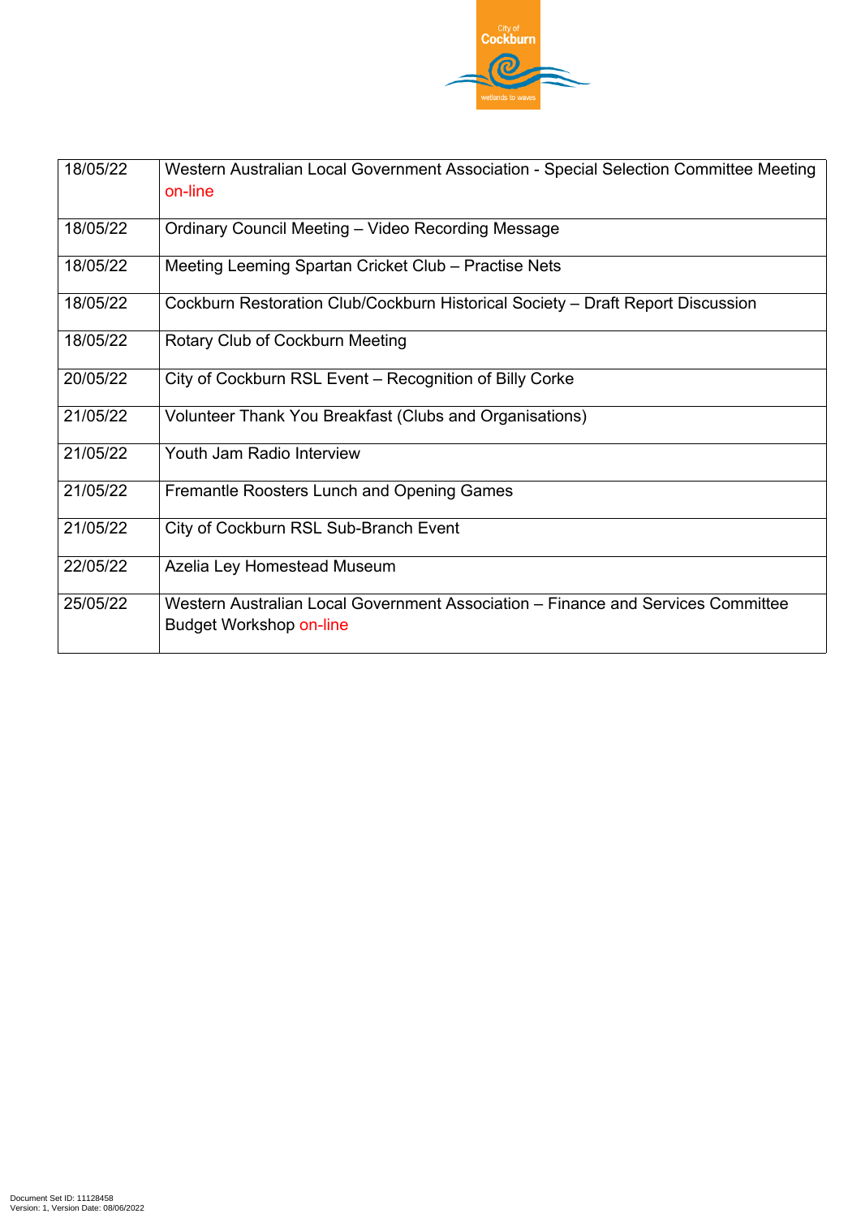| | |
|---|---|
| 18/05/22 | Western Australian Local Government Association - Special Selection Committee Meeting on-line |
| 18/05/22 | Ordinary Council Meeting – Video Recording Message |
| 18/05/22 | Meeting Leeming Spartan Cricket Club – Practise Nets |
| 18/05/22 | Cockburn Restoration Club/Cockburn Historical Society – Draft Report Discussion |
| 18/05/22 | Rotary Club of Cockburn Meeting |
| 20/05/22 | City of Cockburn RSL Event – Recognition of Billy Corke |
| 21/05/22 | Volunteer Thank You Breakfast (Clubs and Organisations) |
| 21/05/22 | Youth Jam Radio Interview |
| 21/05/22 | Fremantle Roosters Lunch and Opening Games |
| 21/05/22 | City of Cockburn RSL Sub-Branch Event |
| 22/05/22 | Azelia Ley Homestead Museum |
| 25/05/22 | Western Australian Local Government Association – Finance and Services Committee Budget Workshop on-line |